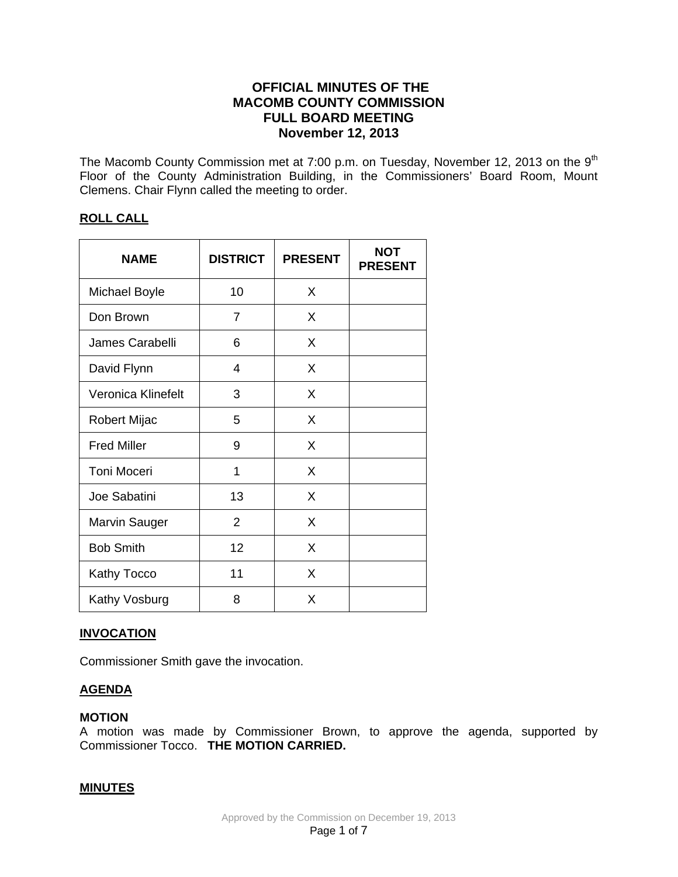# OFFICIAL MINUTES OF THE MACOMB COUNTY COMMISSION FULL BOARD MEETING November 12, 2013

The Macomb County Commission met at 7:00 p.m. on Tuesday, November 12, 2013 on the 9th Floor of the County Administration Building, in the Commissioners' Board Room, Mount Clemens. Chair Flynn called the meeting to order.

## ROLL CALL

| NAME | DISTRICT | PRESENT | NOT PRESENT |
|---|---|---|---|
| Michael Boyle | 10 | X | |
| Don Brown | 7 | X | |
| James Carabelli | 6 | X | |
| David Flynn | 4 | X | |
| Veronica Klinefelt | 3 | X | |
| Robert Mijac | 5 | X | |
| Fred Miller | 9 | X | |
| Toni Moceri | 1 | X | |
| Joe Sabatini | 13 | X | |
| Marvin Sauger | 2 | X | |
| Bob Smith | 12 | X | |
| Kathy Tocco | 11 | X | |
| Kathy Vosburg | 8 | X | |

## INVOCATION

Commissioner Smith gave the invocation.

## AGENDA

**MOTION**
A motion was made by Commissioner Brown, to approve the agenda, supported by Commissioner Tocco. **THE MOTION CARRIED.**

## MINUTES

Approved by the Commission on December 19, 2013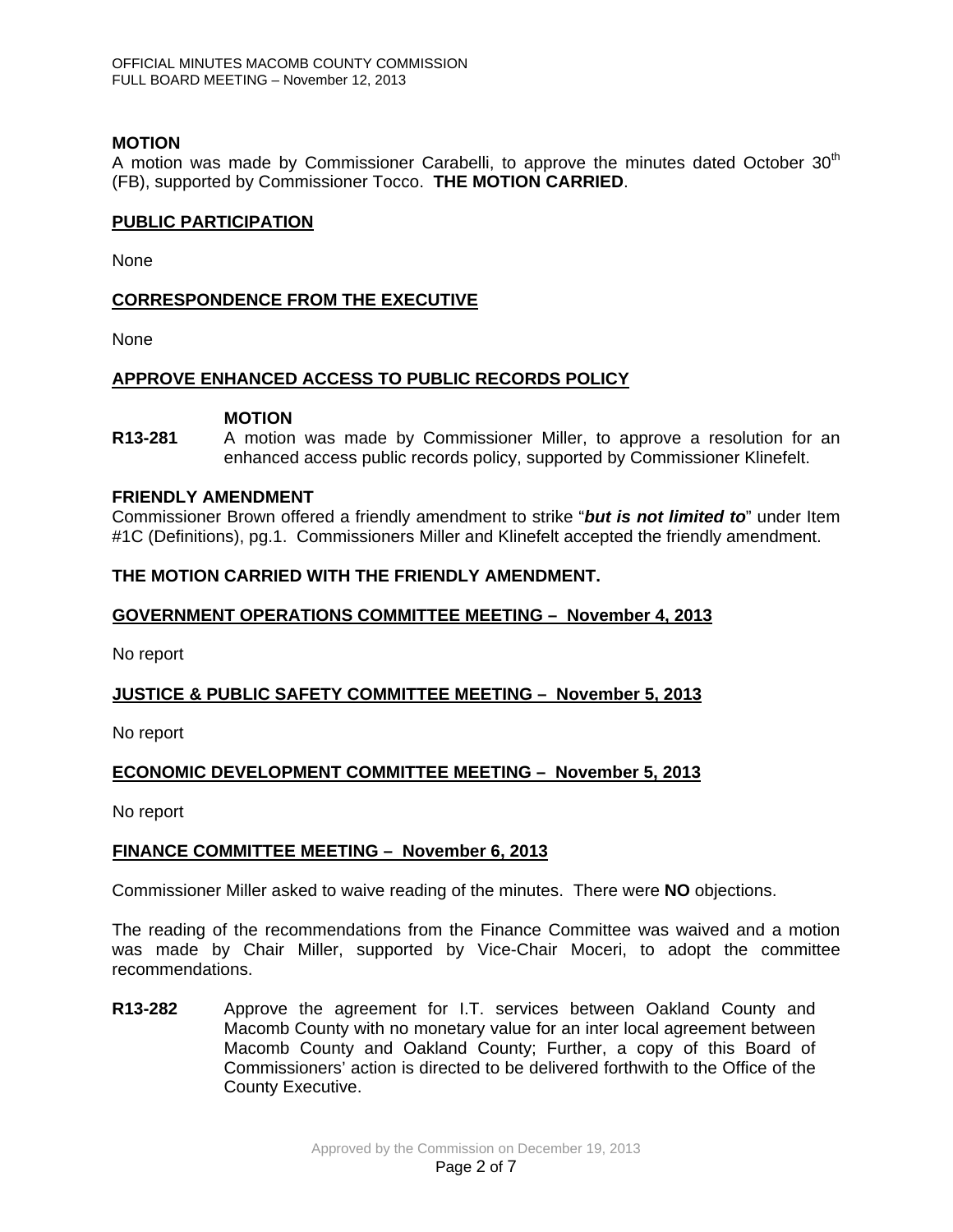**MOTION**

A motion was made by Commissioner Carabelli, to approve the minutes dated October 30th (FB), supported by Commissioner Tocco. **THE MOTION CARRIED**.

**PUBLIC PARTICIPATION**

None

**CORRESPONDENCE FROM THE EXECUTIVE**

None

**APPROVE ENHANCED ACCESS TO PUBLIC RECORDS POLICY**

**MOTION**

**R13-281** A motion was made by Commissioner Miller, to approve a resolution for an enhanced access public records policy, supported by Commissioner Klinefelt.

**FRIENDLY AMENDMENT**

Commissioner Brown offered a friendly amendment to strike "***but is not limited to***" under Item #1C (Definitions), pg.1. Commissioners Miller and Klinefelt accepted the friendly amendment.

**THE MOTION CARRIED WITH THE FRIENDLY AMENDMENT.**

**GOVERNMENT OPERATIONS COMMITTEE MEETING – November 4, 2013**

No report

**JUSTICE & PUBLIC SAFETY COMMITTEE MEETING – November 5, 2013**

No report

**ECONOMIC DEVELOPMENT COMMITTEE MEETING – November 5, 2013**

No report

**FINANCE COMMITTEE MEETING – November 6, 2013**

Commissioner Miller asked to waive reading of the minutes. There were **NO** objections.

The reading of the recommendations from the Finance Committee was waived and a motion was made by Chair Miller, supported by Vice-Chair Moceri, to adopt the committee recommendations.

**R13-282** Approve the agreement for I.T. services between Oakland County and Macomb County with no monetary value for an inter local agreement between Macomb County and Oakland County; Further, a copy of this Board of Commissioners' action is directed to be delivered forthwith to the Office of the County Executive.

Approved by the Commission on December 19, 2013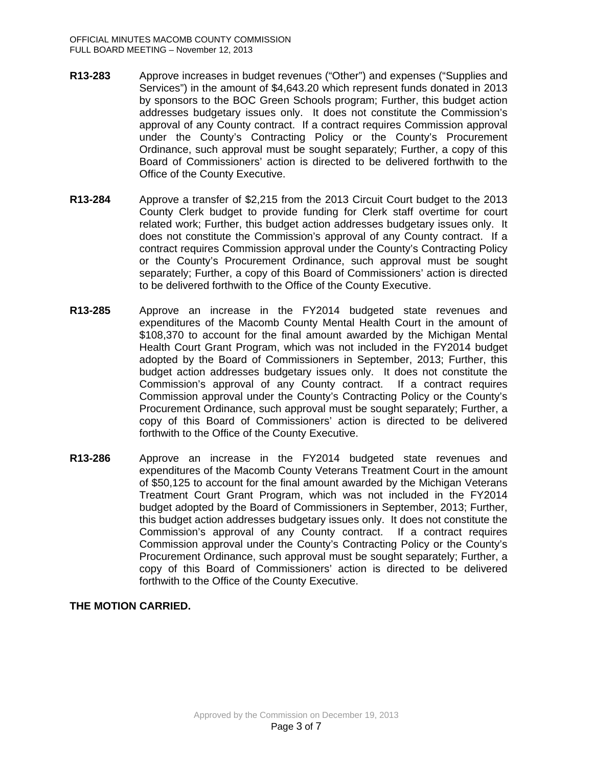**R13-283** Approve increases in budget revenues ("Other") and expenses ("Supplies and Services") in the amount of $4,643.20 which represent funds donated in 2013 by sponsors to the BOC Green Schools program; Further, this budget action addresses budgetary issues only. It does not constitute the Commission's approval of any County contract. If a contract requires Commission approval under the County's Contracting Policy or the County's Procurement Ordinance, such approval must be sought separately; Further, a copy of this Board of Commissioners' action is directed to be delivered forthwith to the Office of the County Executive.

**R13-284** Approve a transfer of $2,215 from the 2013 Circuit Court budget to the 2013 County Clerk budget to provide funding for Clerk staff overtime for court related work; Further, this budget action addresses budgetary issues only. It does not constitute the Commission's approval of any County contract. If a contract requires Commission approval under the County's Contracting Policy or the County's Procurement Ordinance, such approval must be sought separately; Further, a copy of this Board of Commissioners' action is directed to be delivered forthwith to the Office of the County Executive.

**R13-285** Approve an increase in the FY2014 budgeted state revenues and expenditures of the Macomb County Mental Health Court in the amount of $108,370 to account for the final amount awarded by the Michigan Mental Health Court Grant Program, which was not included in the FY2014 budget adopted by the Board of Commissioners in September, 2013; Further, this budget action addresses budgetary issues only. It does not constitute the Commission's approval of any County contract. If a contract requires Commission approval under the County's Contracting Policy or the County's Procurement Ordinance, such approval must be sought separately; Further, a copy of this Board of Commissioners' action is directed to be delivered forthwith to the Office of the County Executive.

**R13-286** Approve an increase in the FY2014 budgeted state revenues and expenditures of the Macomb County Veterans Treatment Court in the amount of $50,125 to account for the final amount awarded by the Michigan Veterans Treatment Court Grant Program, which was not included in the FY2014 budget adopted by the Board of Commissioners in September, 2013; Further, this budget action addresses budgetary issues only. It does not constitute the Commission's approval of any County contract. If a contract requires Commission approval under the County's Contracting Policy or the County's Procurement Ordinance, such approval must be sought separately; Further, a copy of this Board of Commissioners' action is directed to be delivered forthwith to the Office of the County Executive.

**THE MOTION CARRIED.**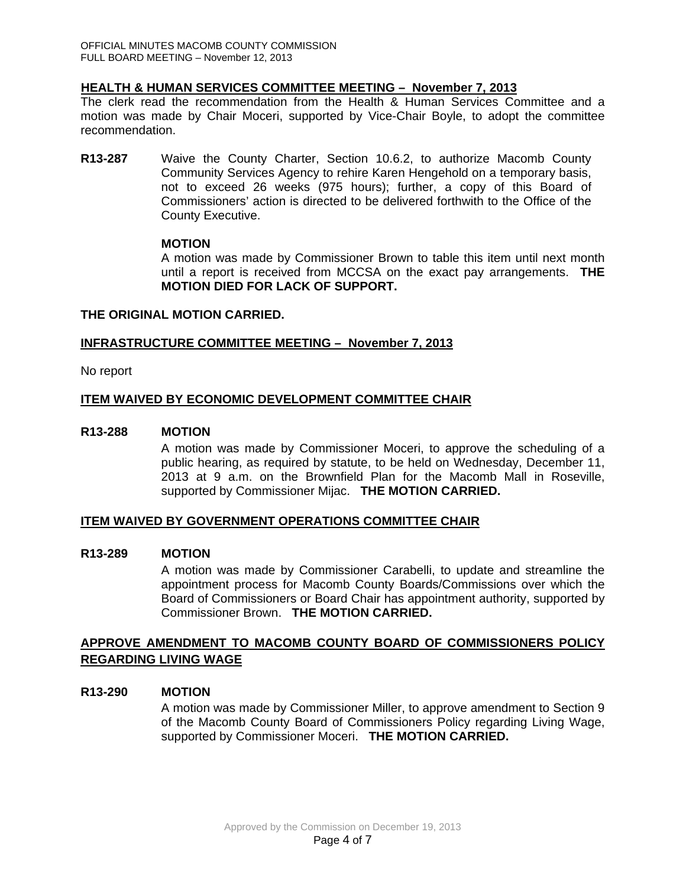## HEALTH & HUMAN SERVICES COMMITTEE MEETING – November 7, 2013

The clerk read the recommendation from the Health & Human Services Committee and a motion was made by Chair Moceri, supported by Vice-Chair Boyle, to adopt the committee recommendation.

**R13-287** Waive the County Charter, Section 10.6.2, to authorize Macomb County Community Services Agency to rehire Karen Hengehold on a temporary basis, not to exceed 26 weeks (975 hours); further, a copy of this Board of Commissioners' action is directed to be delivered forthwith to the Office of the County Executive.

**MOTION**

A motion was made by Commissioner Brown to table this item until next month until a report is received from MCCSA on the exact pay arrangements. **THE MOTION DIED FOR LACK OF SUPPORT.**

**THE ORIGINAL MOTION CARRIED.**

## INFRASTRUCTURE COMMITTEE MEETING – November 7, 2013

No report

## ITEM WAIVED BY ECONOMIC DEVELOPMENT COMMITTEE CHAIR

**R13-288 MOTION**

A motion was made by Commissioner Moceri, to approve the scheduling of a public hearing, as required by statute, to be held on Wednesday, December 11, 2013 at 9 a.m. on the Brownfield Plan for the Macomb Mall in Roseville, supported by Commissioner Mijac. **THE MOTION CARRIED.**

## ITEM WAIVED BY GOVERNMENT OPERATIONS COMMITTEE CHAIR

**R13-289 MOTION**

A motion was made by Commissioner Carabelli, to update and streamline the appointment process for Macomb County Boards/Commissions over which the Board of Commissioners or Board Chair has appointment authority, supported by Commissioner Brown. **THE MOTION CARRIED.**

## APPROVE AMENDMENT TO MACOMB COUNTY BOARD OF COMMISSIONERS POLICY REGARDING LIVING WAGE

**R13-290 MOTION**

A motion was made by Commissioner Miller, to approve amendment to Section 9 of the Macomb County Board of Commissioners Policy regarding Living Wage, supported by Commissioner Moceri. **THE MOTION CARRIED.**

Approved by the Commission on December 19, 2013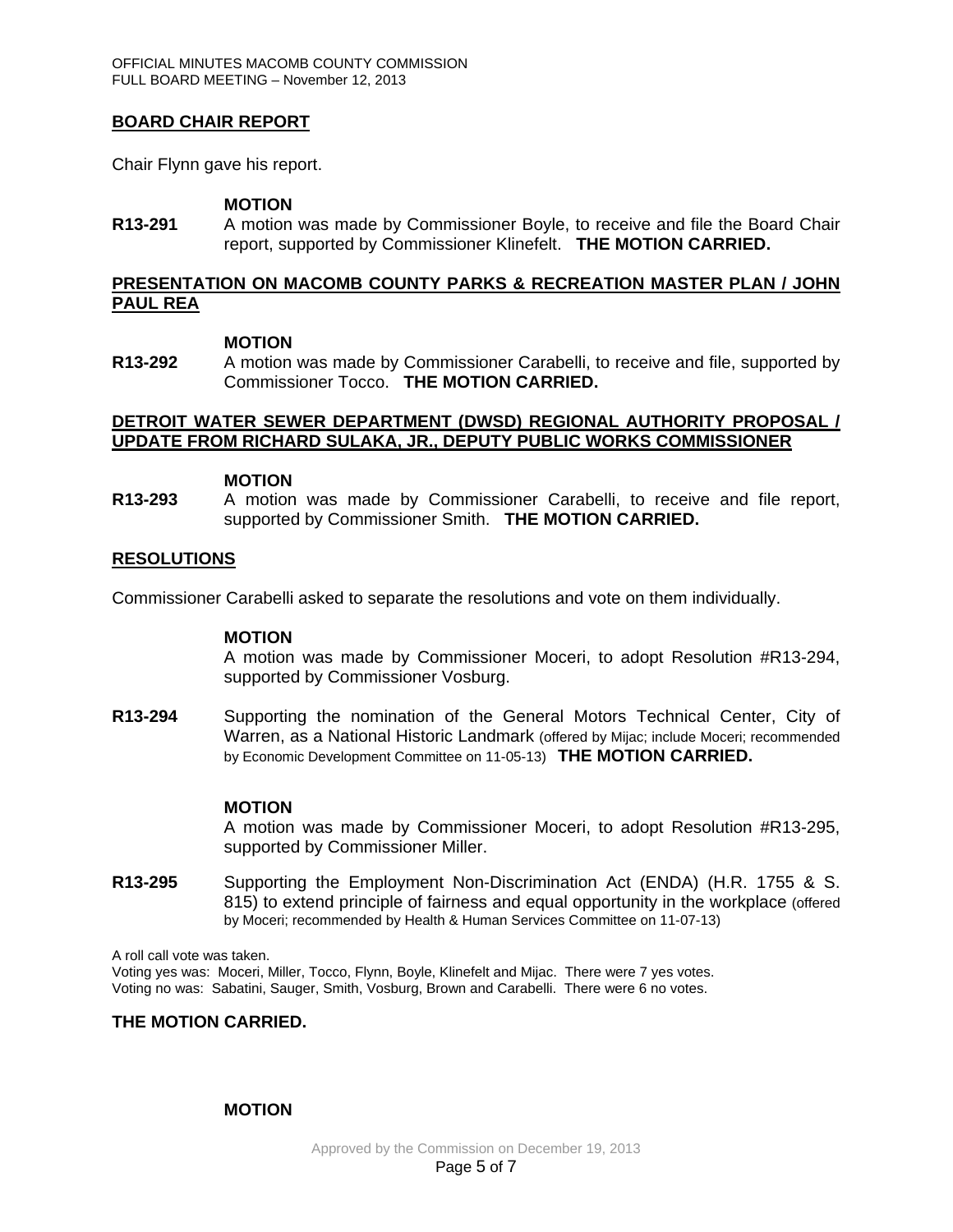## BOARD CHAIR REPORT

Chair Flynn gave his report.

**MOTION**

**R13-291** A motion was made by Commissioner Boyle, to receive and file the Board Chair report, supported by Commissioner Klinefelt. **THE MOTION CARRIED.**

## PRESENTATION ON MACOMB COUNTY PARKS & RECREATION MASTER PLAN / JOHN PAUL REA

**MOTION**

**R13-292** A motion was made by Commissioner Carabelli, to receive and file, supported by Commissioner Tocco. **THE MOTION CARRIED.**

## DETROIT WATER SEWER DEPARTMENT (DWSD) REGIONAL AUTHORITY PROPOSAL / UPDATE FROM RICHARD SULAKA, JR., DEPUTY PUBLIC WORKS COMMISSIONER

**MOTION**

**R13-293** A motion was made by Commissioner Carabelli, to receive and file report, supported by Commissioner Smith. **THE MOTION CARRIED.**

## RESOLUTIONS

Commissioner Carabelli asked to separate the resolutions and vote on them individually.

**MOTION**

A motion was made by Commissioner Moceri, to adopt Resolution #R13-294, supported by Commissioner Vosburg.

**R13-294** Supporting the nomination of the General Motors Technical Center, City of Warren, as a National Historic Landmark (offered by Mijac; include Moceri; recommended by Economic Development Committee on 11-05-13) **THE MOTION CARRIED.**

**MOTION**

A motion was made by Commissioner Moceri, to adopt Resolution #R13-295, supported by Commissioner Miller.

**R13-295** Supporting the Employment Non-Discrimination Act (ENDA) (H.R. 1755 & S. 815) to extend principle of fairness and equal opportunity in the workplace (offered by Moceri; recommended by Health & Human Services Committee on 11-07-13)

A roll call vote was taken.
Voting yes was: Moceri, Miller, Tocco, Flynn, Boyle, Klinefelt and Mijac. There were 7 yes votes.
Voting no was: Sabatini, Sauger, Smith, Vosburg, Brown and Carabelli. There were 6 no votes.

**THE MOTION CARRIED.**

**MOTION**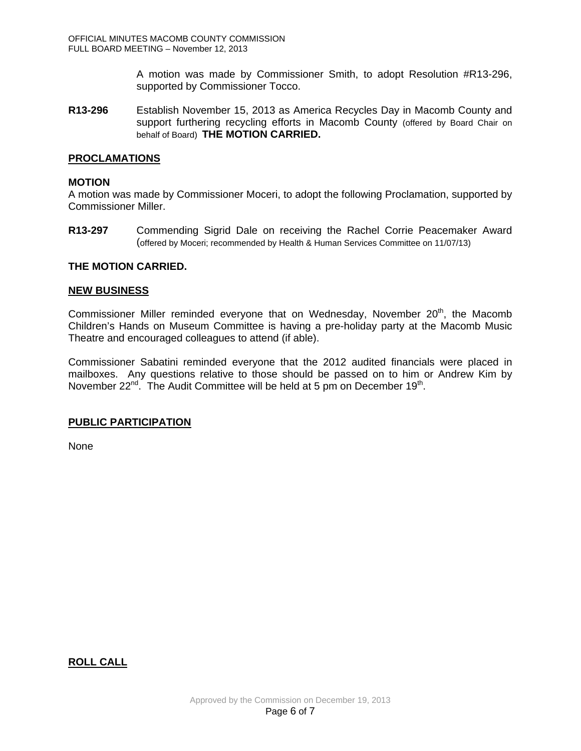A motion was made by Commissioner Smith, to adopt Resolution #R13-296, supported by Commissioner Tocco.

**R13-296** Establish November 15, 2013 as America Recycles Day in Macomb County and support furthering recycling efforts in Macomb County (offered by Board Chair on behalf of Board) **THE MOTION CARRIED.**

## PROCLAMATIONS

**MOTION**

A motion was made by Commissioner Moceri, to adopt the following Proclamation, supported by Commissioner Miller.

**R13-297** Commending Sigrid Dale on receiving the Rachel Corrie Peacemaker Award (offered by Moceri; recommended by Health & Human Services Committee on 11/07/13)

**THE MOTION CARRIED.**

## NEW BUSINESS

Commissioner Miller reminded everyone that on Wednesday, November 20th, the Macomb Children's Hands on Museum Committee is having a pre-holiday party at the Macomb Music Theatre and encouraged colleagues to attend (if able).

Commissioner Sabatini reminded everyone that the 2012 audited financials were placed in mailboxes. Any questions relative to those should be passed on to him or Andrew Kim by November 22nd. The Audit Committee will be held at 5 pm on December 19th.

## PUBLIC PARTICIPATION

None

## ROLL CALL

Approved by the Commission on December 19, 2013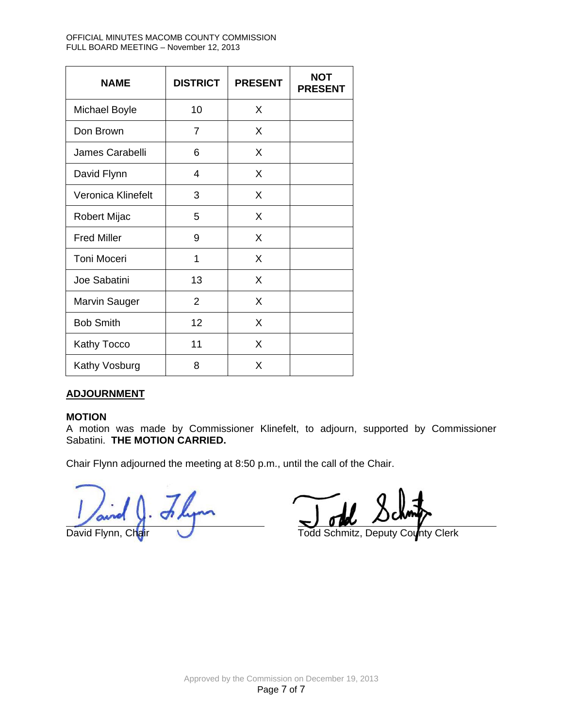| NAME | DISTRICT | PRESENT | NOT PRESENT |
| --- | --- | --- | --- |
| Michael Boyle | 10 | X | |
| Don Brown | 7 | X | |
| James Carabelli | 6 | X | |
| David Flynn | 4 | X | |
| Veronica Klinefelt | 3 | X | |
| Robert Mijac | 5 | X | |
| Fred Miller | 9 | X | |
| Toni Moceri | 1 | X | |
| Joe Sabatini | 13 | X | |
| Marvin Sauger | 2 | X | |
| Bob Smith | 12 | X | |
| Kathy Tocco | 11 | X | |
| Kathy Vosburg | 8 | X | |

## ADJOURNMENT

**MOTION**

A motion was made by Commissioner Klinefelt, to adjourn, supported by Commissioner Sabatini. **THE MOTION CARRIED.**

Chair Flynn adjourned the meeting at 8:50 p.m., until the call of the Chair.

David Flynn, Chair

Todd Schmitz, Deputy County Clerk

Approved by the Commission on December 19, 2013